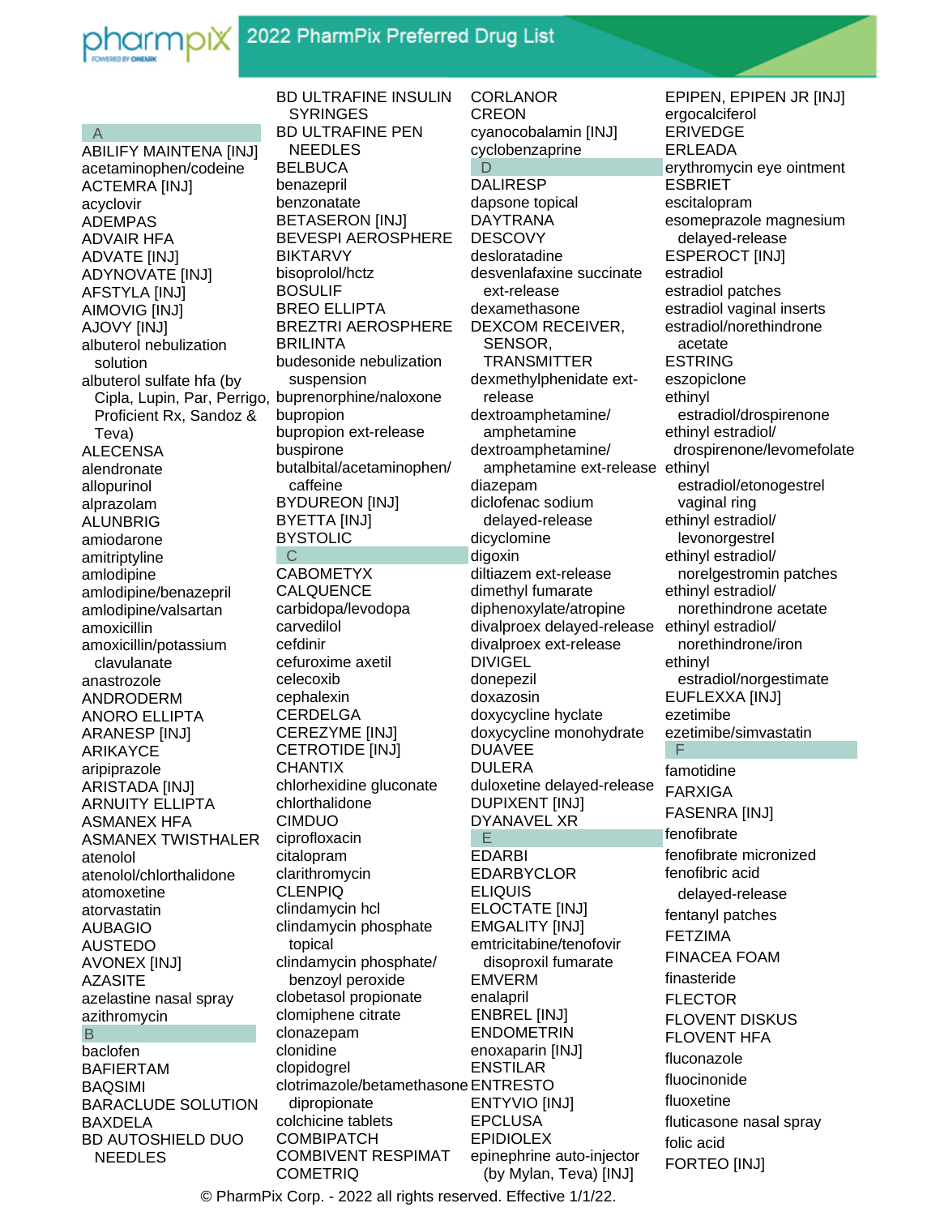# 2022 PharmPix Preferred Drug List

## A

- ABILIFY MAINTENA [INJ]
- acetaminophen/codeine
- ACTEMRA [INJ]
- acyclovir
- ADEMPAS
- ADVAIR HFA
- ADVATE [INJ]
- ADYNOVATE [INJ]
- AFSTYLA [INJ]
- AIMOVIG [INJ]
- AJOVY [INJ]
- albuterol nebulization solution
- albuterol sulfate hfa (by Cipla, Lupin, Par, Perrigo, Proficient Rx, Sandoz & Teva)
- ALECENSA
- alendronate
- allopurinol
- alprazolam
- ALUNBRIG
- amiodarone
- amitriptyline
- amlodipine
- amlodipine/benazepril
- amlodipine/valsartan
- amoxicillin
- amoxicillin/potassium clavulanate
- anastrozole
- ANDRODERM
- ANORO ELLIPTA
- ARANESP [INJ]
- ARIKAYCE
- aripiprazole
- ARISTADA [INJ]
- ARNUITY ELLIPTA
- ASMANEX HFA
- ASMANEX TWISTHALER
- atenolol
- atenolol/chlorthalidone
- atomoxetine
- atorvastatin
- AUBAGIO
- AUSTEDO
- AVONEX [INJ]
- AZASITE
- azelastine nasal spray
- azithromycin

## B

- baclofen
- BAFIERTAM
- BAQSIMI
- BARACLUDE SOLUTION
- BAXDELA
- BD AUTOSHIELD DUO NEEDLES
- BD ULTRAFINE INSULIN SYRINGES
- BD ULTRAFINE PEN NEEDLES
- BELBUCA
- benazepril
- benzonatate
- BETASERON [INJ]
- BEVESPI AEROSPHERE
- BIKTARVY
- bisoprolol/hctz
- BOSULIF
- BREO ELLIPTA
- BREZTRI AEROSPHERE
- BRILINTA
- budesonide nebulization suspension
- buprenorphine/naloxone
- bupropion
- bupropion ext-release
- buspirone
- butalbital/acetaminophen/caffeine
- BYDUREON [INJ]
- BYETTA [INJ]
- BYSTOLIC

## C

- CABOMETYX
- CALQUENCE
- carbidopa/levodopa
- carvedilol
- cefdinir
- cefuroxime axetil
- celecoxib
- cephalexin
- CERDELGA
- CEREZYME [INJ]
- CETROTIDE [INJ]
- CHANTIX
- chlorhexidine gluconate
- chlorthalidone
- CIMDUO
- ciprofloxacin
- citalopram
- clarithromycin
- CLENPIQ
- clindamycin hcl
- clindamycin phosphate topical
- clindamycin phosphate/benzoyl peroxide
- clobetasol propionate
- clomiphene citrate
- clonazepam
- clonidine
- clopidogrel
- clotrimazole/betamethasone dipropionate
- colchicine tablets
- COMBIPATCH
- COMBIVENT RESPIMAT
- COMETRIQ
- CORLANOR
- CREON
- cyanocobalamin [INJ]
- cyclobenzaprine

## D

- DALIRESP
- dapsone topical
- DAYTRANA
- DESCOVY
- desloratadine
- desvenlafaxine succinate ext-release
- dexamethasone
- DEXCOM RECEIVER, SENSOR, TRANSMITTER
- dexmethylphenidate ext-release
- dextroamphetamine/amphetamine
- dextroamphetamine/amphetamine ext-release
- diazepam
- diclofenac sodium delayed-release
- dicyclomine
- digoxin
- diltiazem ext-release
- dimethyl fumarate
- diphenoxylate/atropine
- divalproex delayed-release
- divalproex ext-release
- DIVIGEL
- donepezil
- doxazosin
- doxycycline hyclate
- doxycycline monohydrate
- DUAVEE
- DULERA
- duloxetine delayed-release
- DUPIXENT [INJ]
- DYANAVEL XR

## E

- EDARBI
- EDARBYCLOR
- ELIQUIS
- ELOCTATE [INJ]
- EMGALITY [INJ]
- emtricitabine/tenofovir disoproxil fumarate
- EMVERM
- enalapril
- ENBREL [INJ]
- ENDOMETRIN
- enoxaparin [INJ]
- ENSTILAR
- ENTRESTO
- ENTYVIO [INJ]
- EPCLUSA
- EPIDIOLEX
- epinephrine auto-injector (by Mylan, Teva) [INJ]
- EPIPEN, EPIPEN JR [INJ]
- ergocalciferol
- ERIVEDGE
- ERLEADA
- erythromycin eye ointment
- ESBRIET
- escitalopram
- esomeprazole magnesium delayed-release
- ESPEROCT [INJ]
- estradiol
- estradiol patches
- estradiol vaginal inserts
- estradiol/norethindrone acetate
- ESTRING
- eszopiclone
- ethinyl estradiol/drospirenone
- ethinyl estradiol/drospirenone/levomefolate
- ethinyl estradiol/etonogestrel vaginal ring
- ethinyl estradiol/levonorgestrel
- ethinyl estradiol/norelgestromin patches
- ethinyl estradiol/norethindrone acetate
- ethinyl estradiol/norethindrone/iron
- ethinyl estradiol/norgestimate
- EUFLEXXA [INJ]
- ezetimibe
- ezetimibe/simvastatin

## F

- famotidine
- FARXIGA
- FASENRA [INJ]
- fenofibrate
- fenofibrate micronized
- fenofibric acid delayed-release
- fentanyl patches
- FETZIMA
- FINACEA FOAM
- finasteride
- FLECTOR
- FLOVENT DISKUS
- FLOVENT HFA
- fluconazole
- fluocinonide
- fluoxetine
- fluticasone nasal spray
- folic acid
- FORTEO [INJ]

© PharmPix Corp. - 2022 all rights reserved. Effective 1/1/22.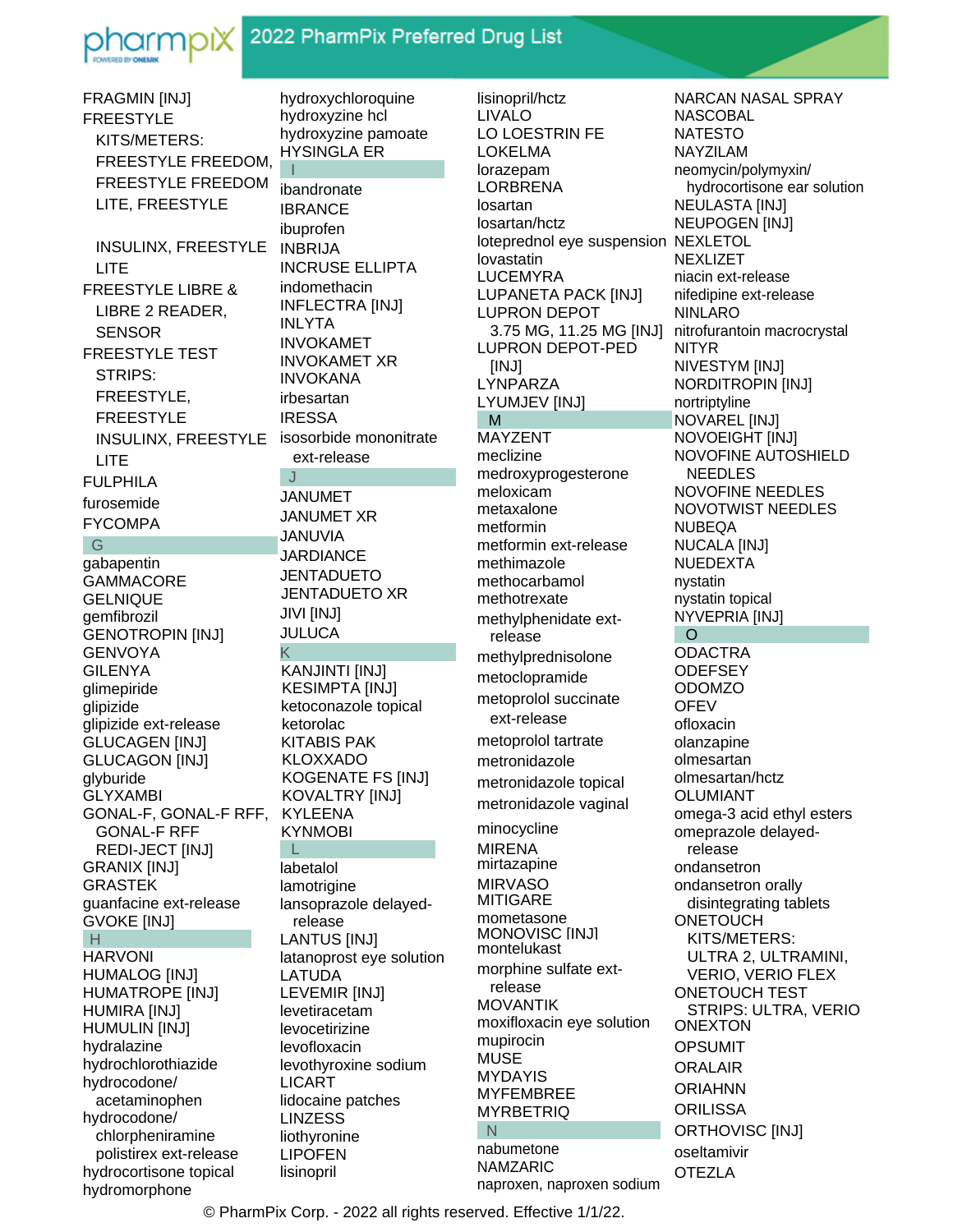# 2022 PharmPix Preferred Drug List

FRAGMIN [INJ]
FREESTYLE KITS/METERS: FREESTYLE FREEDOM, FREESTYLE FREEDOM LITE, FREESTYLE INSULINX, FREESTYLE LITE
FREESTYLE LIBRE & LIBRE 2 READER, SENSOR
FREESTYLE TEST STRIPS: FREESTYLE, FREESTYLE INSULINX, FREESTYLE LITE
FULPHILA
furosemide
FYCOMPA

## G

gabapentin
GAMMACORE
GELNIQUE
gemfibrozil
GENOTROPIN [INJ]
GENVOYA
GILENYA
glimepiride
glipizide
glipizide ext-release
GLUCAGEN [INJ]
GLUCAGON [INJ]
glyburide
GLYXAMBI
GONAL-F, GONAL-F RFF, GONAL-F RFF REDI-JECT [INJ]
GRANIX [INJ]
GRASTEK
guanfacine ext-release
GVOKE [INJ]

## H

HARVONI
HUMALOG [INJ]
HUMATROPE [INJ]
HUMIRA [INJ]
HUMULIN [INJ]
hydralazine
hydrochlorothiazide
hydrocodone/acetaminophen
hydrocodone/chlorpheniramine polistirex ext-release
hydrocortisone topical
hydromorphone
hydroxychloroquine
hydroxyzine hcl
hydroxyzine pamoate
HYSINGLA ER

## I

ibandronate
IBRANCE
ibuprofen
INBRIJA
INCRUSE ELLIPTA
indomethacin
INFLECTRA [INJ]
INLYTA
INVOKAMET
INVOKAMET XR
INVOKANA
irbesartan
IRESSA
isosorbide mononitrate ext-release

## J

JANUMET
JANUMET XR
JANUVIA
JARDIANCE
JENTADUETO
JENTADUETO XR
JIVI [INJ]
JULUCA

## K

KANJINTI [INJ]
KESIMPTA [INJ]
ketoconazole topical
ketorolac
KITABIS PAK
KLOXXADO
KOGENATE FS [INJ]
KOVALTRY [INJ]
KYLEENA
KYNMOBI

## L

labetalol
lamotrigine
lansoprazole delayed-release
LANTUS [INJ]
latanoprost eye solution
LATUDA
LEVEMIR [INJ]
levetiracetam
levocetirizine
levofloxacin
levothyroxine sodium
LICART
lidocaine patches
LINZESS
liothyronine
LIPOFEN
lisinopril
lisinopril/hctz
LIVALO
LO LOESTRIN FE
LOKELMA
lorazepam
LORBRENA
losartan
losartan/hctz
loteprednol eye suspension
lovastatin
LUCEMYRA
LUPANETA PACK [INJ]
LUPRON DEPOT 3.75 MG, 11.25 MG [INJ]
LUPRON DEPOT-PED [INJ]
LYNPARZA
LYUMJEV [INJ]

## M

MAYZENT
meclizine
medroxyprogesterone
meloxicam
metaxalone
metformin
metformin ext-release
methimazole
methocarbamol
methotrexate
methylphenidate ext-release
methylprednisolone
metoclopramide
metoprolol succinate ext-release
metoprolol tartrate
metronidazole
metronidazole topical
metronidazole vaginal
minocycline
MIRENA
mirtazapine
MIRVASO
MITIGARE
mometasone
MONOVISC [INJ]
montelukast
morphine sulfate ext-release
MOVANTIK
moxifloxacin eye solution
mupirocin
MUSE
MYDAYIS
MYFEMBREE
MYRBETRIQ

## N

nabumetone
NAMZARIC
naproxen, naproxen sodium
NARCAN NASAL SPRAY
NASCOBAL
NATESTO
NAYZILAM
neomycin/polymyxin/hydrocortisone ear solution
NEULASTA [INJ]
NEUPOGEN [INJ]
NEXLETOL
NEXLIZET
niacin ext-release
nifedipine ext-release
NINLARO
nitrofurantoin macrocrystal
NITYR
NIVESTYM [INJ]
NORDITROPIN [INJ]
nortriptyline
NOVAREL [INJ]
NOVOEIGHT [INJ]
NOVOFINE AUTOSHIELD NEEDLES
NOVOFINE NEEDLES
NOVOTWIST NEEDLES
NUBEQA
NUCALA [INJ]
NUEDEXTA
nystatin
nystatin topical
NYVEPRIA [INJ]

## O

ODACTRA
ODEFSEY
ODOMZO
OFEV
ofloxacin
olanzapine
olmesartan
olmesartan/hctz
OLUMIANT
omega-3 acid ethyl esters
omeprazole delayed-release
ondansetron
ondansetron orally disintegrating tablets
ONETOUCH KITS/METERS: ULTRA 2, ULTRAMINI, VERIO, VERIO FLEX
ONETOUCH TEST STRIPS: ULTRA, VERIO
ONEXTON
OPSUMIT
ORALAIR
ORIAHNN
ORILISSA
ORTHOVISC [INJ]
oseltamivir
OTEZLA

© PharmPix Corp. - 2022 all rights reserved. Effective 1/1/22.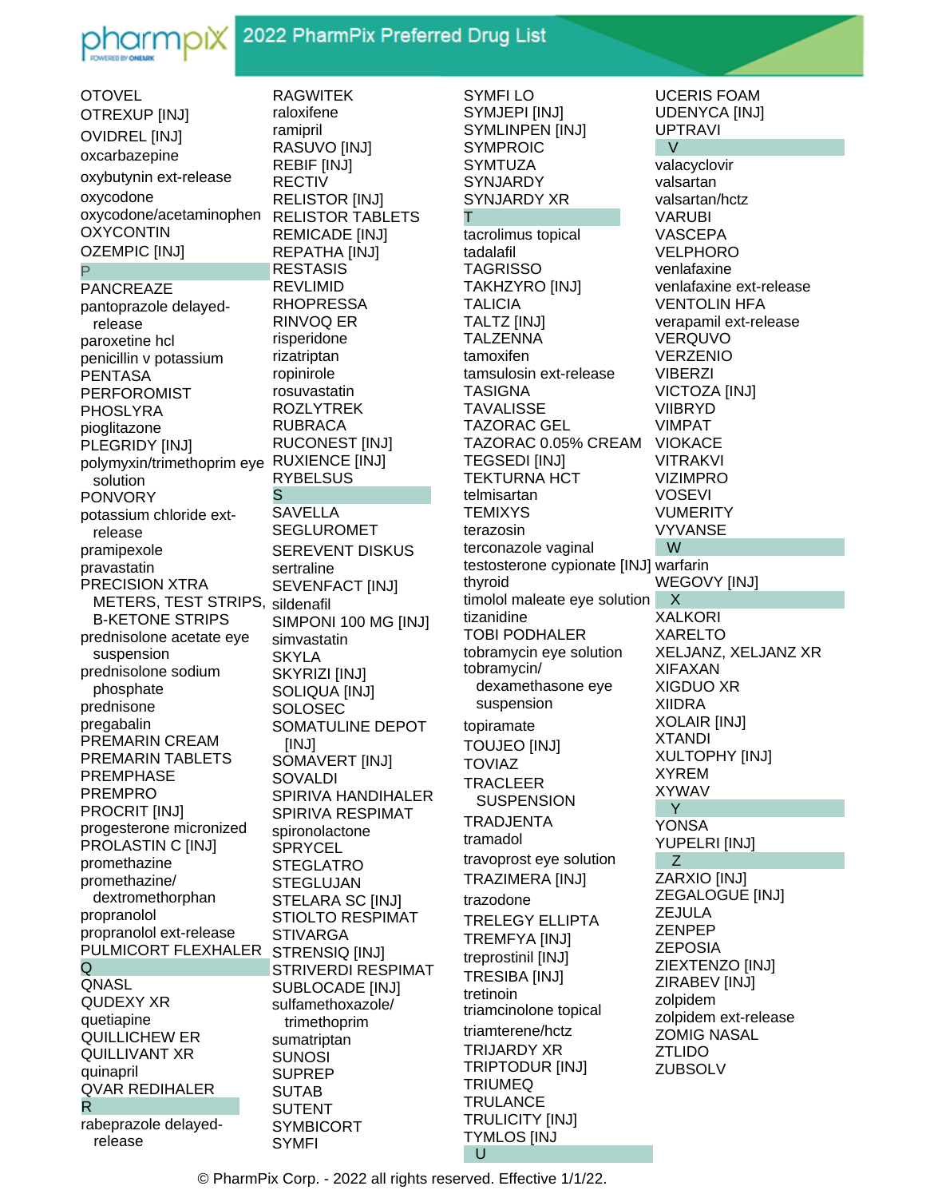# 2022 PharmPix Preferred Drug List

OTOVEL
OTREXUP [INJ]
OVIDREL [INJ]
oxcarbazepine
oxybutynin ext-release
oxycodone
oxycodone/acetaminophen
OXYCONTIN
OZEMPIC [INJ]

## P

PANCREAZE
pantoprazole delayed-release
paroxetine hcl
penicillin v potassium
PENTASA
PERFOROMIST
PHOSLYRA
pioglitazone
PLEGRIDY [INJ]
polymyxin/trimethoprim eye solution
PONVORY
potassium chloride ext-release
pramipexole
pravastatin
PRECISION XTRA METERS, TEST STRIPS, B-KETONE STRIPS
prednisolone acetate eye suspension
prednisolone sodium phosphate
prednisone
pregabalin
PREMARIN CREAM
PREMARIN TABLETS
PREMPHASE
PREMPRO
PROCRIT [INJ]
progesterone micronized
PROLASTIN C [INJ]
promethazine
promethazine/dextromethorphan
propranolol
propranolol ext-release
PULMICORT FLEXHALER

## Q

QNASL
QUDEXY XR
quetiapine
QUILLICHEW ER
QUILLIVANT XR
quinapril
QVAR REDIHALER

## R

rabeprazole delayed-release
RAGWITEK
raloxifene
ramipril
RASUVO [INJ]
REBIF [INJ]
RECTIV
RELISTOR [INJ]
RELISTOR TABLETS
REMICADE [INJ]
REPATHA [INJ]
RESTASIS
REVLIMID
RHOPRESSA
RINVOQ ER
risperidone
rizatriptan
ropinirole
rosuvastatin
ROZLYTREK
RUBRACA
RUCONEST [INJ]
RUXIENCE [INJ]
RYBELSUS

## S

SAVELLA
SEGLUROMET
SEREVENT DISKUS
sertraline
SEVENFACT [INJ]
sildenafil
SIMPONI 100 MG [INJ]
simvastatin
SKYLA
SKYRIZI [INJ]
SOLIQUA [INJ]
SOLOSEC
SOMATULINE DEPOT [INJ]
SOMAVERT [INJ]
SOVALDI
SPIRIVA HANDIHALER
SPIRIVA RESPIMAT
spironolactone
SPRYCEL
STEGLATRO
STEGLUJAN
STELARA SC [INJ]
STIOLTO RESPIMAT
STIVARGA
STRENSIQ [INJ]
STRIVERDI RESPIMAT
SUBLOCADE [INJ]
sulfamethoxazole/trimethoprim
sumatriptan
SUNOSI
SUPREP
SUTAB
SUTENT
SYMBICORT
SYMFI
SYMFI LO
SYMJEPI [INJ]
SYMLINPEN [INJ]
SYMPROIC
SYMTUZA
SYNJARDY
SYNJARDY XR

## T

tacrolimus topical
tadalafil
TAGRISSO
TAKHZYRO [INJ]
TALICIA
TALTZ [INJ]
TALZENNA
tamoxifen
tamsulosin ext-release
TASIGNA
TAVALISSE
TAZORAC GEL
TAZORAC 0.05% CREAM
TEGSEDI [INJ]
TEKTURNA HCT
telmisartan
TEMIXYS
terazosin
terconazole vaginal
testosterone cypionate [INJ]
thyroid
timolol maleate eye solution
tizanidine
TOBI PODHALER
tobramycin eye solution
tobramycin/dexamethasone eye suspension
topiramate
TOUJEO [INJ]
TOVIAZ
TRACLEER SUSPENSION
TRADJENTA
tramadol
travoprost eye solution
TRAZIMERA [INJ]
trazodone
TRELEGY ELLIPTA
TREMFYA [INJ]
treprostinil [INJ]
TRESIBA [INJ]
tretinoin
triamcinolone topical
triamterene/hctz
TRIJARDY XR
TRIPTODUR [INJ]
TRIUMEQ
TRULANCE
TRULICITY [INJ]
TYMLOS [INJ

## U

UCERIS FOAM
UDENYCA [INJ]
UPTRAVI

## V

valacyclovir
valsartan
valsartan/hctz
VARUBI
VASCEPA
VELPHORO
venlafaxine
venlafaxine ext-release
VENTOLIN HFA
verapamil ext-release
VERQUVO
VERZENIO
VIBERZI
VICTOZA [INJ]
VIIBRYD
VIMPAT
VIOKACE
VITRAKVI
VIZIMPRO
VOSEVI
VUMERITY
VYVANSE

## W

warfarin
WEGOVY [INJ]

## X

XALKORI
XARELTO
XELJANZ, XELJANZ XR
XIFAXAN
XIGDUO XR
XIIDRA
XOLAIR [INJ]
XTANDI
XULTOPHY [INJ]
XYREM
XYWAV

## Y

YONSA
YUPELRI [INJ]

## Z

ZARXIO [INJ]
ZEGALOGUE [INJ]
ZEJULA
ZENPEP
ZEPOSIA
ZIEXTENZO [INJ]
ZIRABEV [INJ]
zolpidem
zolpidem ext-release
ZOMIG NASAL
ZTLIDO
ZUBSOLV

© PharmPix Corp. - 2022 all rights reserved. Effective 1/1/22.